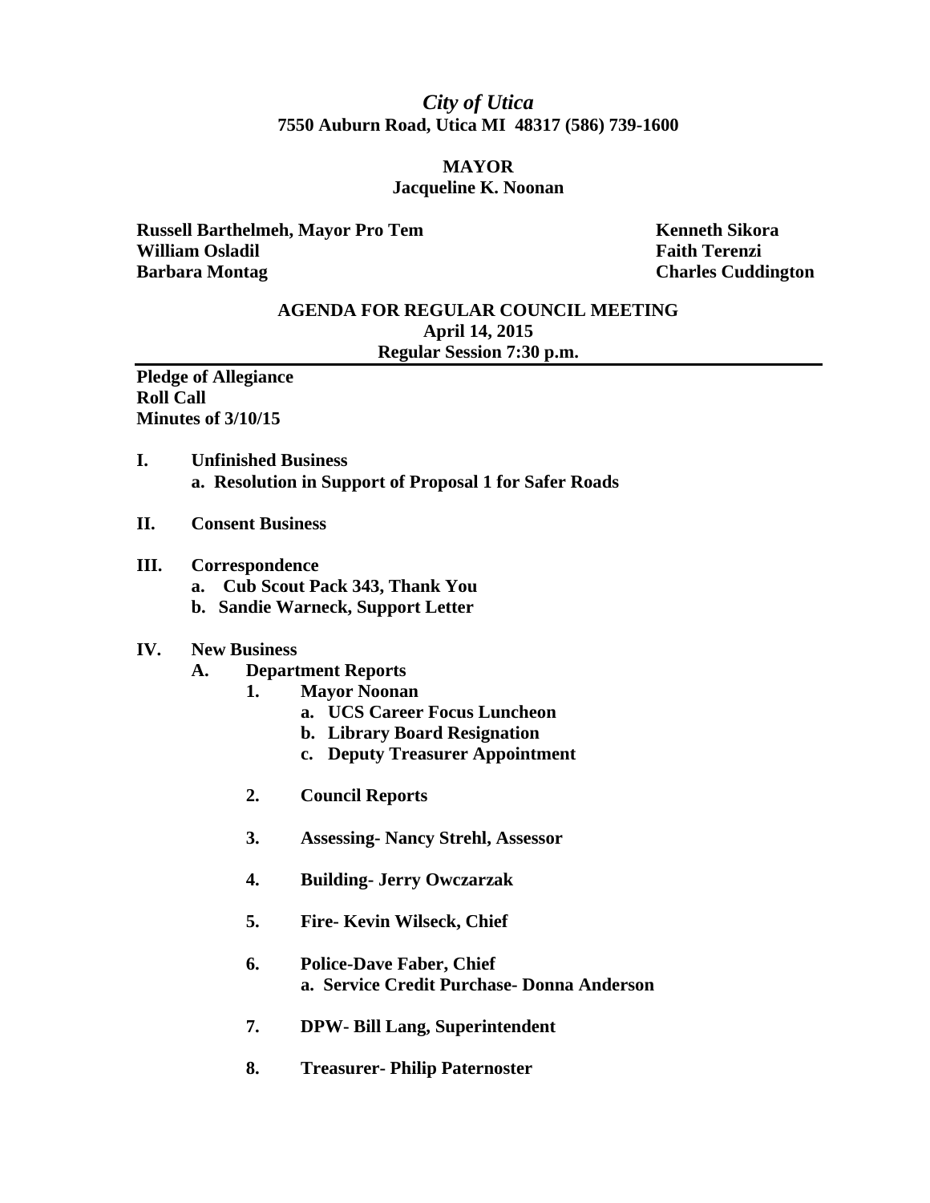*City of Utica*
**7550 Auburn Road, Utica MI 48317 (586) 739-1600**

**MAYOR**
**Jacqueline K. Noonan**

**Russell Barthelmeh, Mayor Pro Tem**
**William Osladil**
**Barbara Montag**
**Kenneth Sikora**
**Faith Terenzi**
**Charles Cuddington**

**AGENDA FOR REGULAR COUNCIL MEETING**
**April 14, 2015**
**Regular Session 7:30 p.m.**

---

**Pledge of Allegiance**
**Roll Call**
**Minutes of 3/10/15**

**I. Unfinished Business**
- **a. Resolution in Support of Proposal 1 for Safer Roads**

**II. Consent Business**

**III. Correspondence**
- **a. Cub Scout Pack 343, Thank You**
- **b. Sandie Warneck, Support Letter**

**IV. New Business**
- **A. Department Reports**
  - **1. Mayor Noonan**
    - **a. UCS Career Focus Luncheon**
    - **b. Library Board Resignation**
    - **c. Deputy Treasurer Appointment**
  - **2. Council Reports**
  - **3. Assessing- Nancy Strehl, Assessor**
  - **4. Building- Jerry Owczarzak**
  - **5. Fire- Kevin Wilseck, Chief**
  - **6. Police-Dave Faber, Chief**
    - **a. Service Credit Purchase- Donna Anderson**
  - **7. DPW- Bill Lang, Superintendent**
  - **8. Treasurer- Philip Paternoster**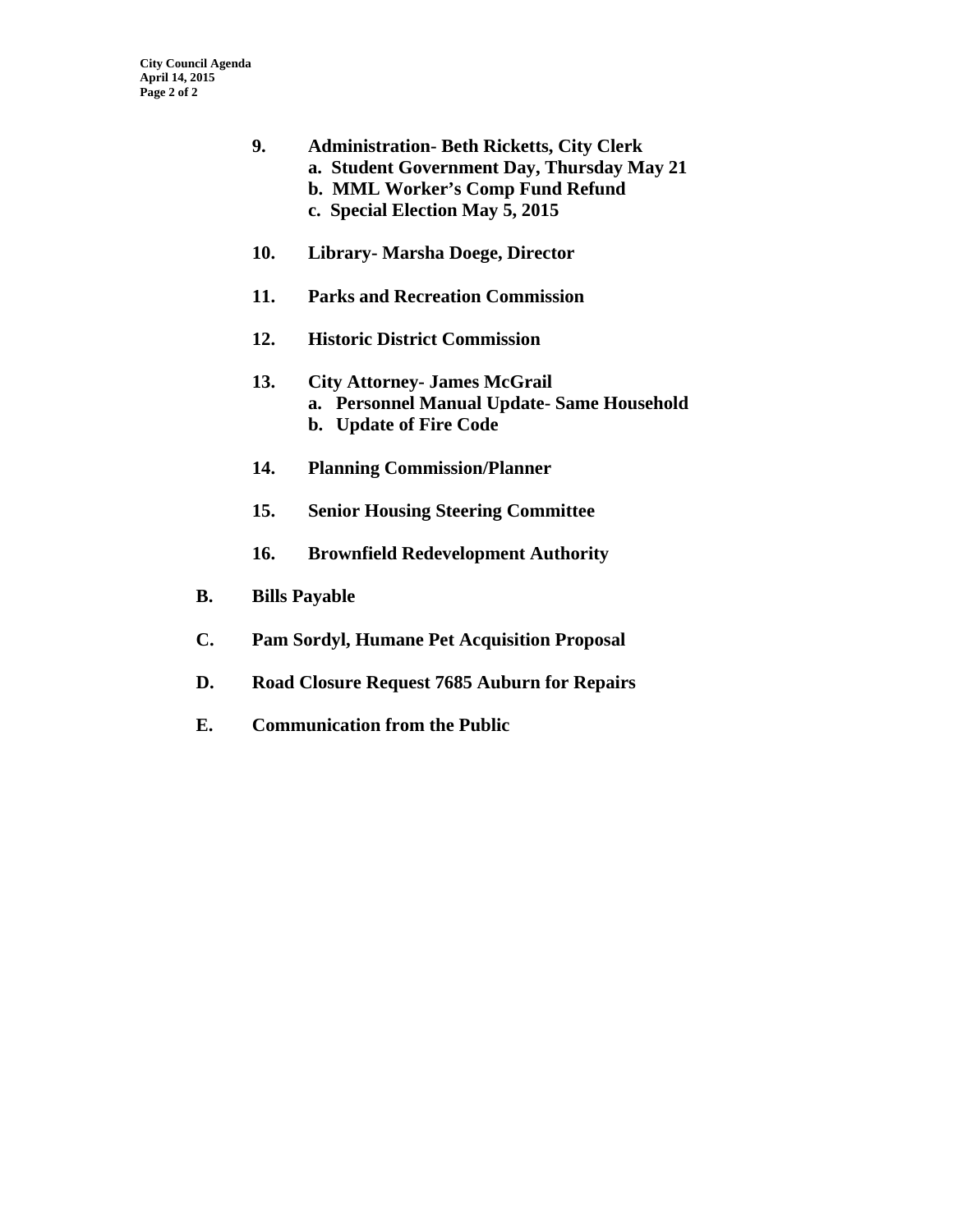9. **Administration- Beth Ricketts, City Clerk**
   a. **Student Government Day, Thursday May 21**
   b. **MML Worker's Comp Fund Refund**
   c. **Special Election May 5, 2015**

10. **Library- Marsha Doege, Director**

11. **Parks and Recreation Commission**

12. **Historic District Commission**

13. **City Attorney- James McGrail**
    a. **Personnel Manual Update- Same Household**
    b. **Update of Fire Code**

14. **Planning Commission/Planner**

15. **Senior Housing Steering Committee**

16. **Brownfield Redevelopment Authority**

**B. Bills Payable**

**C. Pam Sordyl, Humane Pet Acquisition Proposal**

**D. Road Closure Request 7685 Auburn for Repairs**

**E. Communication from the Public**